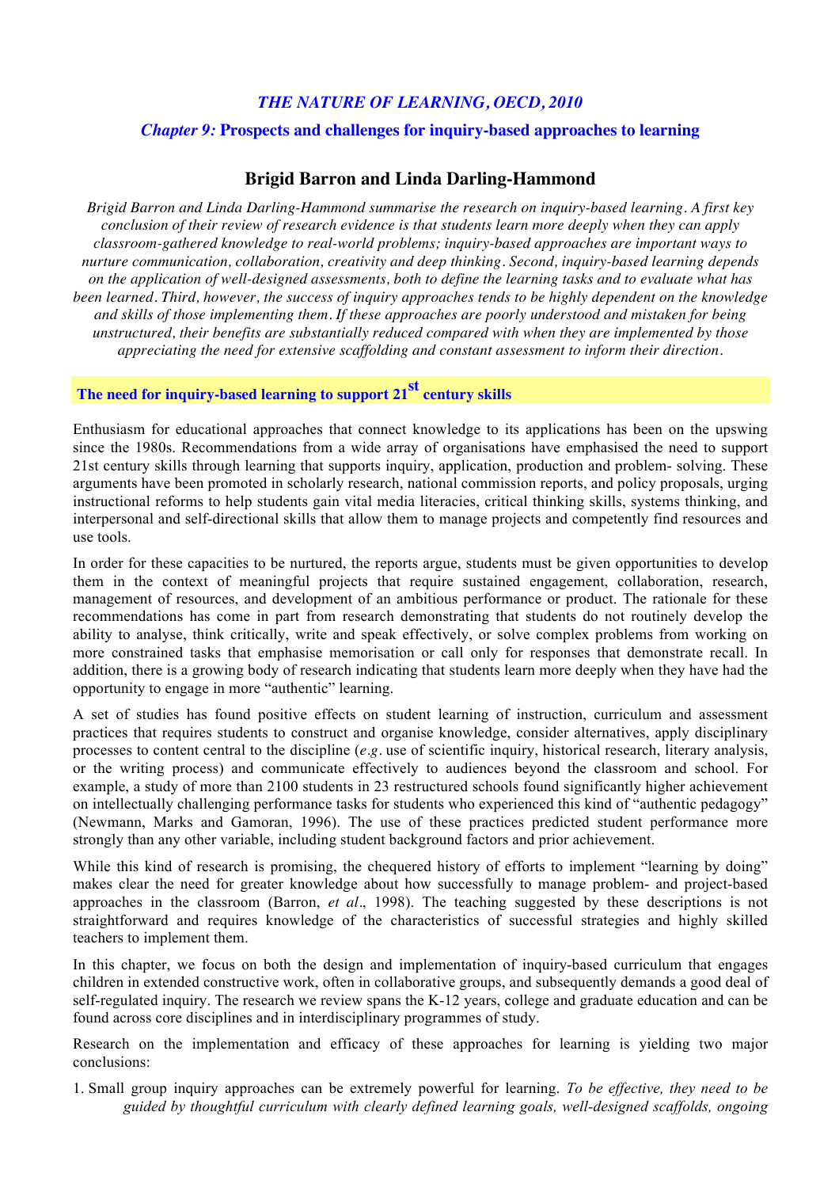### *THE NATURE OF LEARNING, OECD, 2010*

### *Chapter 9:* Prognosis and challenges for inquiry-based approaches to learning

## Brigid Barron and Linda Darling-Hammond

*Brigid Barron and Linda Darling-Hammond summarise the research on inquiry-based learning. A first key conclusion of their review of research evidence is that students learn more deeply when they can apply classroom-gathered knowledge to real-world problems; inquiry-based approaches are important ways to nurture communication, collaboration, creativity and deep thinking. Second, inquiry-based learning depends on the application of well-designed assessments, both to define the learning tasks and to evaluate what has been learned. Third, however, the success of inquiry approaches tends to be highly dependent on the knowledge and skills of those implementing them. If these approaches are poorly understood and mistaken for being unstructured, their benefits are substantially reduced compared with when they are implemented by those appreciating the need for extensive scaffolding and constant assessment to inform their direction.*

### The need for inquiry-based learning to support 21st century skills

Enthusiasm for educational approaches that connect knowledge to its applications has been on the upswing since the 1980s. Recommendations from a wide array of organisations have emphasised the need to support 21st century skills through learning that supports inquiry, application, production and problem- solving. These arguments have been promoted in scholarly research, national commission reports, and policy proposals, urging instructional reforms to help students gain vital media literacies, critical thinking skills, systems thinking, and interpersonal and self-directional skills that allow them to manage projects and competently find resources and use tools.

In order for these capacities to be nurtured, the reports argue, students must be given opportunities to develop them in the context of meaningful projects that require sustained engagement, collaboration, research, management of resources, and development of an ambitious performance or product. The rationale for these recommendations has come in part from research demonstrating that students do not routinely develop the ability to analyse, think critically, write and speak effectively, or solve complex problems from working on more constrained tasks that emphasise memorisation or call only for responses that demonstrate recall. In addition, there is a growing body of research indicating that students learn more deeply when they have had the opportunity to engage in more "authentic" learning.

A set of studies has found positive effects on student learning of instruction, curriculum and assessment practices that requires students to construct and organise knowledge, consider alternatives, apply disciplinary processes to content central to the discipline (*e.g.* use of scientific inquiry, historical research, literary analysis, or the writing process) and communicate effectively to audiences beyond the classroom and school. For example, a study of more than 2100 students in 23 restructured schools found significantly higher achievement on intellectually challenging performance tasks for students who experienced this kind of "authentic pedagogy" (Newmann, Marks and Gamoran, 1996). The use of these practices predicted student performance more strongly than any other variable, including student background factors and prior achievement.

While this kind of research is promising, the chequered history of efforts to implement "learning by doing" makes clear the need for greater knowledge about how successfully to manage problem- and project-based approaches in the classroom (Barron, *et al*., 1998). The teaching suggested by these descriptions is not straightforward and requires knowledge of the characteristics of successful strategies and highly skilled teachers to implement them.

In this chapter, we focus on both the design and implementation of inquiry-based curriculum that engages children in extended constructive work, often in collaborative groups, and subsequently demands a good deal of self-regulated inquiry. The research we review spans the K-12 years, college and graduate education and can be found across core disciplines and in interdisciplinary programmes of study.

Research on the implementation and efficacy of these approaches for learning is yielding two major conclusions:

1. Small group inquiry approaches can be extremely powerful for learning. *To be effective, they need to be guided by thoughtful curriculum with clearly defined learning goals, well-designed scaffolds, ongoing*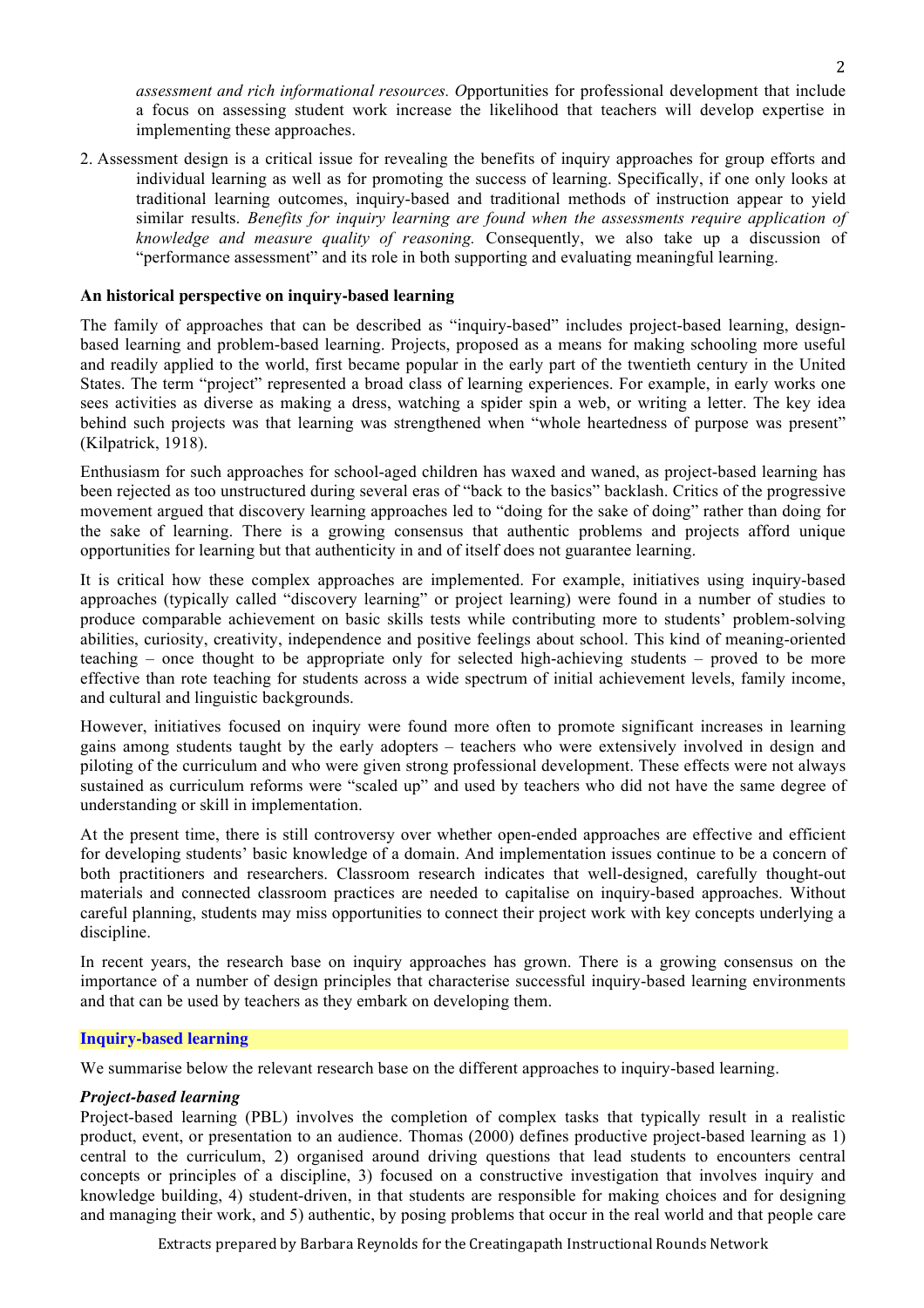*assessment and rich informational resources. O*pportunities for professional development that include a focus on assessing student work increase the likelihood that teachers will develop expertise in implementing these approaches.

2. Assessment design is a critical issue for revealing the benefits of inquiry approaches for group efforts and individual learning as well as for promoting the success of learning. Specifically, if one only looks at traditional learning outcomes, inquiry-based and traditional methods of instruction appear to yield similar results. *Benefits for inquiry learning are found when the assessments require application of knowledge and measure quality of reasoning.* Consequently, we also take up a discussion of "performance assessment" and its role in both supporting and evaluating meaningful learning.

**An historical perspective on inquiry-based learning**

The family of approaches that can be described as "inquiry-based" includes project-based learning, design-based learning and problem-based learning. Projects, proposed as a means for making schooling more useful and readily applied to the world, first became popular in the early part of the twentieth century in the United States. The term "project" represented a broad class of learning experiences. For example, in early works one sees activities as diverse as making a dress, watching a spider spin a web, or writing a letter. The key idea behind such projects was that learning was strengthened when "whole heartedness of purpose was present" (Kilpatrick, 1918).

Enthusiasm for such approaches for school-aged children has waxed and waned, as project-based learning has been rejected as too unstructured during several eras of "back to the basics" backlash. Critics of the progressive movement argued that discovery learning approaches led to "doing for the sake of doing" rather than doing for the sake of learning. There is a growing consensus that authentic problems and projects afford unique opportunities for learning but that authenticity in and of itself does not guarantee learning.

It is critical how these complex approaches are implemented. For example, initiatives using inquiry-based approaches (typically called "discovery learning" or project learning) were found in a number of studies to produce comparable achievement on basic skills tests while contributing more to students' problem-solving abilities, curiosity, creativity, independence and positive feelings about school. This kind of meaning-oriented teaching – once thought to be appropriate only for selected high-achieving students – proved to be more effective than rote teaching for students across a wide spectrum of initial achievement levels, family income, and cultural and linguistic backgrounds.

However, initiatives focused on inquiry were found more often to promote significant increases in learning gains among students taught by the early adopters – teachers who were extensively involved in design and piloting of the curriculum and who were given strong professional development. These effects were not always sustained as curriculum reforms were "scaled up" and used by teachers who did not have the same degree of understanding or skill in implementation.

At the present time, there is still controversy over whether open-ended approaches are effective and efficient for developing students' basic knowledge of a domain. And implementation issues continue to be a concern of both practitioners and researchers. Classroom research indicates that well-designed, carefully thought-out materials and connected classroom practices are needed to capitalise on inquiry-based approaches. Without careful planning, students may miss opportunities to connect their project work with key concepts underlying a discipline.

In recent years, the research base on inquiry approaches has grown. There is a growing consensus on the importance of a number of design principles that characterise successful inquiry-based learning environments and that can be used by teachers as they embark on developing them.

## Inquiry-based learning

We summarise below the relevant research base on the different approaches to inquiry-based learning.

***Project-based learning***

Project-based learning (PBL) involves the completion of complex tasks that typically result in a realistic product, event, or presentation to an audience. Thomas (2000) defines productive project-based learning as 1) central to the curriculum, 2) organised around driving questions that lead students to encounters central concepts or principles of a discipline, 3) focused on a constructive investigation that involves inquiry and knowledge building, 4) student-driven, in that students are responsible for making choices and for designing and managing their work, and 5) authentic, by posing problems that occur in the real world and that people care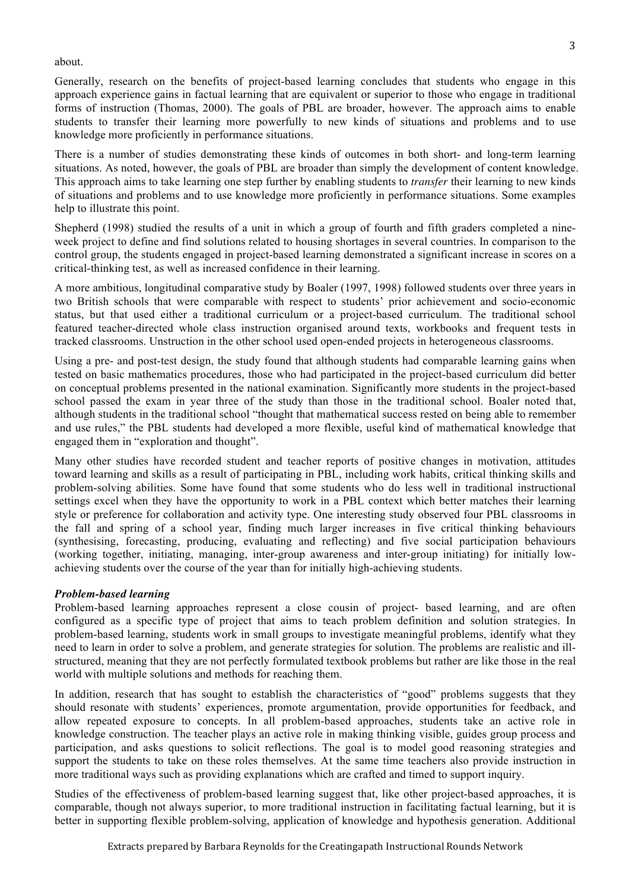about.

Generally, research on the benefits of project-based learning concludes that students who engage in this approach experience gains in factual learning that are equivalent or superior to those who engage in traditional forms of instruction (Thomas, 2000). The goals of PBL are broader, however. The approach aims to enable students to transfer their learning more powerfully to new kinds of situations and problems and to use knowledge more proficiently in performance situations.

There is a number of studies demonstrating these kinds of outcomes in both short- and long-term learning situations. As noted, however, the goals of PBL are broader than simply the development of content knowledge. This approach aims to take learning one step further by enabling students to *transfer* their learning to new kinds of situations and problems and to use knowledge more proficiently in performance situations. Some examples help to illustrate this point.

Shepherd (1998) studied the results of a unit in which a group of fourth and fifth graders completed a nine-week project to define and find solutions related to housing shortages in several countries. In comparison to the control group, the students engaged in project-based learning demonstrated a significant increase in scores on a critical-thinking test, as well as increased confidence in their learning.

A more ambitious, longitudinal comparative study by Boaler (1997, 1998) followed students over three years in two British schools that were comparable with respect to students' prior achievement and socio-economic status, but that used either a traditional curriculum or a project-based curriculum. The traditional school featured teacher-directed whole class instruction organised around texts, workbooks and frequent tests in tracked classrooms. Unstruction in the other school used open-ended projects in heterogeneous classrooms.

Using a pre- and post-test design, the study found that although students had comparable learning gains when tested on basic mathematics procedures, those who had participated in the project-based curriculum did better on conceptual problems presented in the national examination. Significantly more students in the project-based school passed the exam in year three of the study than those in the traditional school. Boaler noted that, although students in the traditional school "thought that mathematical success rested on being able to remember and use rules," the PBL students had developed a more flexible, useful kind of mathematical knowledge that engaged them in "exploration and thought".

Many other studies have recorded student and teacher reports of positive changes in motivation, attitudes toward learning and skills as a result of participating in PBL, including work habits, critical thinking skills and problem-solving abilities. Some have found that some students who do less well in traditional instructional settings excel when they have the opportunity to work in a PBL context which better matches their learning style or preference for collaboration and activity type. One interesting study observed four PBL classrooms in the fall and spring of a school year, finding much larger increases in five critical thinking behaviours (synthesising, forecasting, producing, evaluating and reflecting) and five social participation behaviours (working together, initiating, managing, inter-group awareness and inter-group initiating) for initially low-achieving students over the course of the year than for initially high-achieving students.

### *Problem-based learning*

Problem-based learning approaches represent a close cousin of project- based learning, and are often configured as a specific type of project that aims to teach problem definition and solution strategies. In problem-based learning, students work in small groups to investigate meaningful problems, identify what they need to learn in order to solve a problem, and generate strategies for solution. The problems are realistic and ill-structured, meaning that they are not perfectly formulated textbook problems but rather are like those in the real world with multiple solutions and methods for reaching them.

In addition, research that has sought to establish the characteristics of "good" problems suggests that they should resonate with students' experiences, promote argumentation, provide opportunities for feedback, and allow repeated exposure to concepts. In all problem-based approaches, students take an active role in knowledge construction. The teacher plays an active role in making thinking visible, guides group process and participation, and asks questions to solicit reflections. The goal is to model good reasoning strategies and support the students to take on these roles themselves. At the same time teachers also provide instruction in more traditional ways such as providing explanations which are crafted and timed to support inquiry.

Studies of the effectiveness of problem-based learning suggest that, like other project-based approaches, it is comparable, though not always superior, to more traditional instruction in facilitating factual learning, but it is better in supporting flexible problem-solving, application of knowledge and hypothesis generation. Additional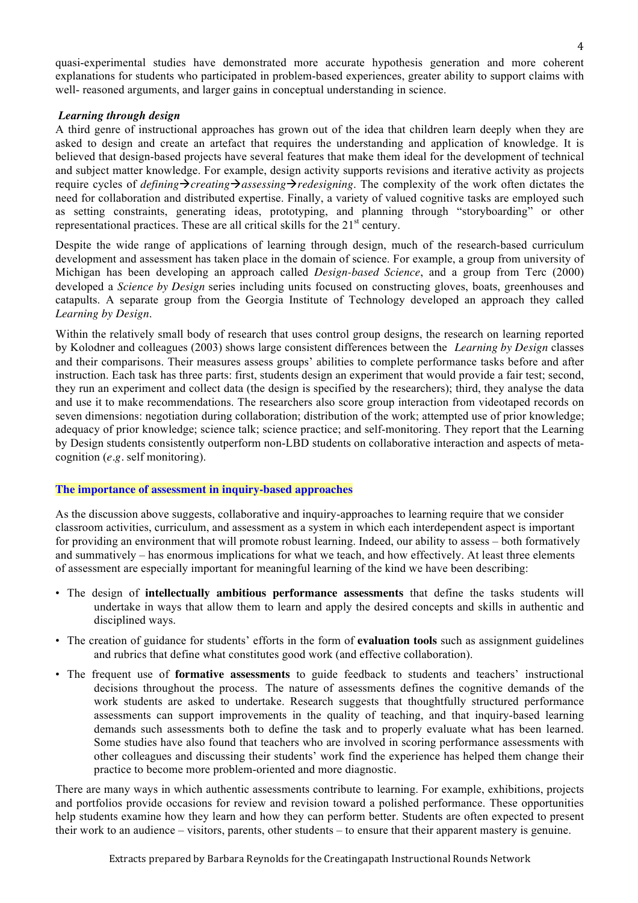quasi-experimental studies have demonstrated more accurate hypothesis generation and more coherent explanations for students who participated in problem-based experiences, greater ability to support claims with well- reasoned arguments, and larger gains in conceptual understanding in science.

### *Learning through design*

A third genre of instructional approaches has grown out of the idea that children learn deeply when they are asked to design and create an artefact that requires the understanding and application of knowledge. It is believed that design-based projects have several features that make them ideal for the development of technical and subject matter knowledge. For example, design activity supports revisions and iterative activity as projects require cycles of *defining*→*creating*→*assessing*→*redesigning*. The complexity of the work often dictates the need for collaboration and distributed expertise. Finally, a variety of valued cognitive tasks are employed such as setting constraints, generating ideas, prototyping, and planning through "storyboarding" or other representational practices. These are all critical skills for the 21st century.

Despite the wide range of applications of learning through design, much of the research-based curriculum development and assessment has taken place in the domain of science. For example, a group from university of Michigan has been developing an approach called *Design-based Science*, and a group from Terc (2000) developed a *Science by Design* series including units focused on constructing gloves, boats, greenhouses and catapults. A separate group from the Georgia Institute of Technology developed an approach they called *Learning by Design*.

Within the relatively small body of research that uses control group designs, the research on learning reported by Kolodner and colleagues (2003) shows large consistent differences between the *Learning by Design* classes and their comparisons. Their measures assess groups' abilities to complete performance tasks before and after instruction. Each task has three parts: first, students design an experiment that would provide a fair test; second, they run an experiment and collect data (the design is specified by the researchers); third, they analyse the data and use it to make recommendations. The researchers also score group interaction from videotaped records on seven dimensions: negotiation during collaboration; distribution of the work; attempted use of prior knowledge; adequacy of prior knowledge; science talk; science practice; and self-monitoring. They report that the Learning by Design students consistently outperform non-LBD students on collaborative interaction and aspects of meta-cognition (*e.g*. self monitoring).

## The importance of assessment in inquiry-based approaches

As the discussion above suggests, collaborative and inquiry-approaches to learning require that we consider classroom activities, curriculum, and assessment as a system in which each interdependent aspect is important for providing an environment that will promote robust learning. Indeed, our ability to assess – both formatively and summatively – has enormous implications for what we teach, and how effectively. At least three elements of assessment are especially important for meaningful learning of the kind we have been describing:

- The design of **intellectually ambitious performance assessments** that define the tasks students will undertake in ways that allow them to learn and apply the desired concepts and skills in authentic and disciplined ways.
- The creation of guidance for students' efforts in the form of **evaluation tools** such as assignment guidelines and rubrics that define what constitutes good work (and effective collaboration).
- The frequent use of **formative assessments** to guide feedback to students and teachers' instructional decisions throughout the process. The nature of assessments defines the cognitive demands of the work students are asked to undertake. Research suggests that thoughtfully structured performance assessments can support improvements in the quality of teaching, and that inquiry-based learning demands such assessments both to define the task and to properly evaluate what has been learned. Some studies have also found that teachers who are involved in scoring performance assessments with other colleagues and discussing their students' work find the experience has helped them change their practice to become more problem-oriented and more diagnostic.

There are many ways in which authentic assessments contribute to learning. For example, exhibitions, projects and portfolios provide occasions for review and revision toward a polished performance. These opportunities help students examine how they learn and how they can perform better. Students are often expected to present their work to an audience – visitors, parents, other students – to ensure that their apparent mastery is genuine.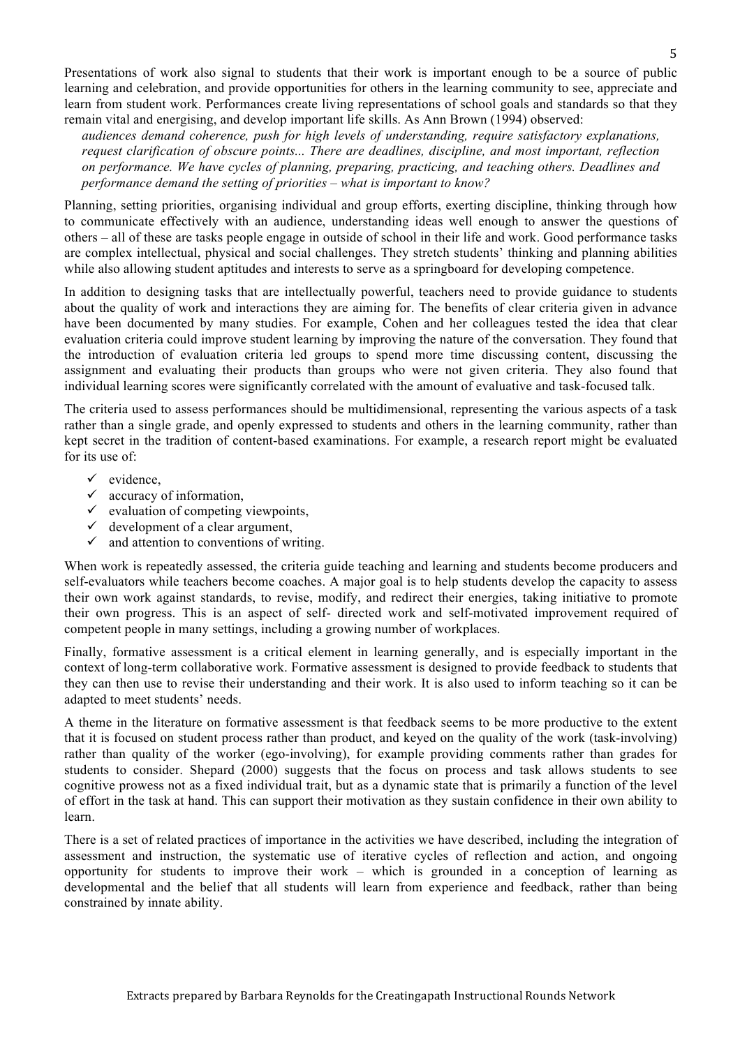Presentations of work also signal to students that their work is important enough to be a source of public learning and celebration, and provide opportunities for others in the learning community to see, appreciate and learn from student work. Performances create living representations of school goals and standards so that they remain vital and energising, and develop important life skills. As Ann Brown (1994) observed:

> *audiences demand coherence, push for high levels of understanding, require satisfactory explanations, request clarification of obscure points... There are deadlines, discipline, and most important, reflection on performance. We have cycles of planning, preparing, practicing, and teaching others. Deadlines and performance demand the setting of priorities – what is important to know?*

Planning, setting priorities, organising individual and group efforts, exerting discipline, thinking through how to communicate effectively with an audience, understanding ideas well enough to answer the questions of others – all of these are tasks people engage in outside of school in their life and work. Good performance tasks are complex intellectual, physical and social challenges. They stretch students' thinking and planning abilities while also allowing student aptitudes and interests to serve as a springboard for developing competence.

In addition to designing tasks that are intellectually powerful, teachers need to provide guidance to students about the quality of work and interactions they are aiming for. The benefits of clear criteria given in advance have been documented by many studies. For example, Cohen and her colleagues tested the idea that clear evaluation criteria could improve student learning by improving the nature of the conversation. They found that the introduction of evaluation criteria led groups to spend more time discussing content, discussing the assignment and evaluating their products than groups who were not given criteria. They also found that individual learning scores were significantly correlated with the amount of evaluative and task-focused talk.

The criteria used to assess performances should be multidimensional, representing the various aspects of a task rather than a single grade, and openly expressed to students and others in the learning community, rather than kept secret in the tradition of content-based examinations. For example, a research report might be evaluated for its use of:

- ✓ evidence,
- ✓ accuracy of information,
- ✓ evaluation of competing viewpoints,
- ✓ development of a clear argument,
- ✓ and attention to conventions of writing.

When work is repeatedly assessed, the criteria guide teaching and learning and students become producers and self-evaluators while teachers become coaches. A major goal is to help students develop the capacity to assess their own work against standards, to revise, modify, and redirect their energies, taking initiative to promote their own progress. This is an aspect of self- directed work and self-motivated improvement required of competent people in many settings, including a growing number of workplaces.

Finally, formative assessment is a critical element in learning generally, and is especially important in the context of long-term collaborative work. Formative assessment is designed to provide feedback to students that they can then use to revise their understanding and their work. It is also used to inform teaching so it can be adapted to meet students' needs.

A theme in the literature on formative assessment is that feedback seems to be more productive to the extent that it is focused on student process rather than product, and keyed on the quality of the work (task-involving) rather than quality of the worker (ego-involving), for example providing comments rather than grades for students to consider. Shepard (2000) suggests that the focus on process and task allows students to see cognitive prowess not as a fixed individual trait, but as a dynamic state that is primarily a function of the level of effort in the task at hand. This can support their motivation as they sustain confidence in their own ability to learn.

There is a set of related practices of importance in the activities we have described, including the integration of assessment and instruction, the systematic use of iterative cycles of reflection and action, and ongoing opportunity for students to improve their work – which is grounded in a conception of learning as developmental and the belief that all students will learn from experience and feedback, rather than being constrained by innate ability.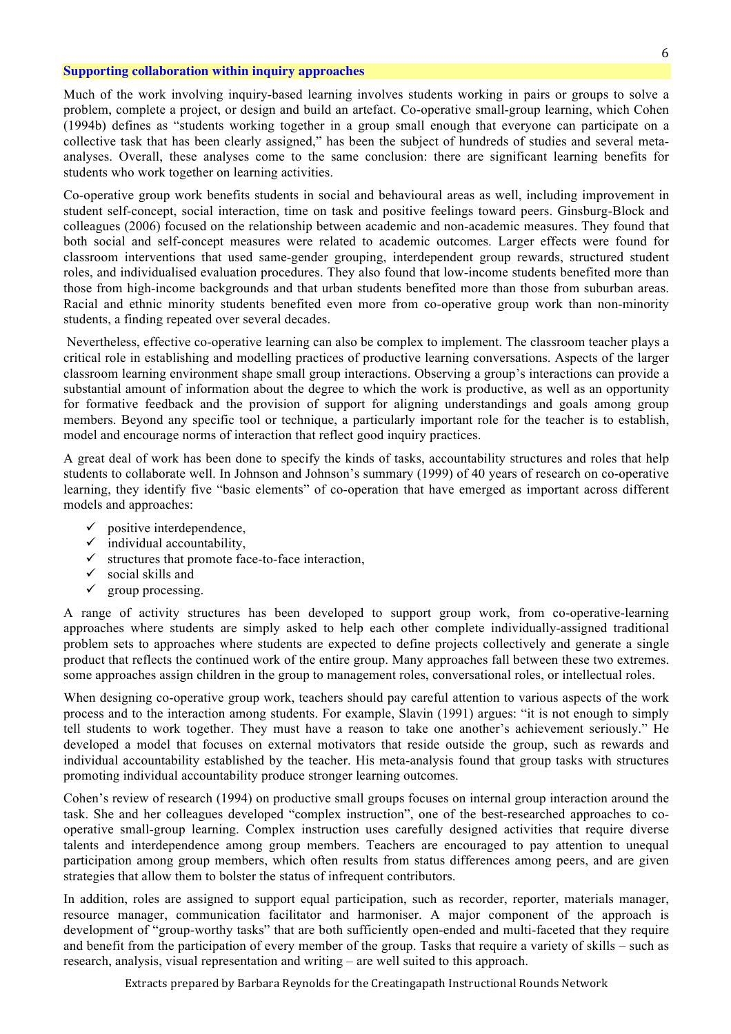## Supporting collaboration within inquiry approaches

Much of the work involving inquiry-based learning involves students working in pairs or groups to solve a problem, complete a project, or design and build an artefact. Co-operative small-group learning, which Cohen (1994b) defines as "students working together in a group small enough that everyone can participate on a collective task that has been clearly assigned," has been the subject of hundreds of studies and several meta-analyses. Overall, these analyses come to the same conclusion: there are significant learning benefits for students who work together on learning activities.

Co-operative group work benefits students in social and behavioural areas as well, including improvement in student self-concept, social interaction, time on task and positive feelings toward peers. Ginsburg-Block and colleagues (2006) focused on the relationship between academic and non-academic measures. They found that both social and self-concept measures were related to academic outcomes. Larger effects were found for classroom interventions that used same-gender grouping, interdependent group rewards, structured student roles, and individualised evaluation procedures. They also found that low-income students benefited more than those from high-income backgrounds and that urban students benefited more than those from suburban areas. Racial and ethnic minority students benefited even more from co-operative group work than non-minority students, a finding repeated over several decades.

Nevertheless, effective co-operative learning can also be complex to implement. The classroom teacher plays a critical role in establishing and modelling practices of productive learning conversations. Aspects of the larger classroom learning environment shape small group interactions. Observing a group's interactions can provide a substantial amount of information about the degree to which the work is productive, as well as an opportunity for formative feedback and the provision of support for aligning understandings and goals among group members. Beyond any specific tool or technique, a particularly important role for the teacher is to establish, model and encourage norms of interaction that reflect good inquiry practices.

A great deal of work has been done to specify the kinds of tasks, accountability structures and roles that help students to collaborate well. In Johnson and Johnson's summary (1999) of 40 years of research on co-operative learning, they identify five "basic elements" of co-operation that have emerged as important across different models and approaches:

- ✓ positive interdependence,
- ✓ individual accountability,
- ✓ structures that promote face-to-face interaction,
- ✓ social skills and
- ✓ group processing.

A range of activity structures has been developed to support group work, from co-operative-learning approaches where students are simply asked to help each other complete individually-assigned traditional problem sets to approaches where students are expected to define projects collectively and generate a single product that reflects the continued work of the entire group. Many approaches fall between these two extremes. some approaches assign children in the group to management roles, conversational roles, or intellectual roles.

When designing co-operative group work, teachers should pay careful attention to various aspects of the work process and to the interaction among students. For example, Slavin (1991) argues: "it is not enough to simply tell students to work together. They must have a reason to take one another's achievement seriously." He developed a model that focuses on external motivators that reside outside the group, such as rewards and individual accountability established by the teacher. His meta-analysis found that group tasks with structures promoting individual accountability produce stronger learning outcomes.

Cohen's review of research (1994) on productive small groups focuses on internal group interaction around the task. She and her colleagues developed "complex instruction", one of the best-researched approaches to co-operative small-group learning. Complex instruction uses carefully designed activities that require diverse talents and interdependence among group members. Teachers are encouraged to pay attention to unequal participation among group members, which often results from status differences among peers, and are given strategies that allow them to bolster the status of infrequent contributors.

In addition, roles are assigned to support equal participation, such as recorder, reporter, materials manager, resource manager, communication facilitator and harmoniser. A major component of the approach is development of "group-worthy tasks" that are both sufficiently open-ended and multi-faceted that they require and benefit from the participation of every member of the group. Tasks that require a variety of skills – such as research, analysis, visual representation and writing – are well suited to this approach.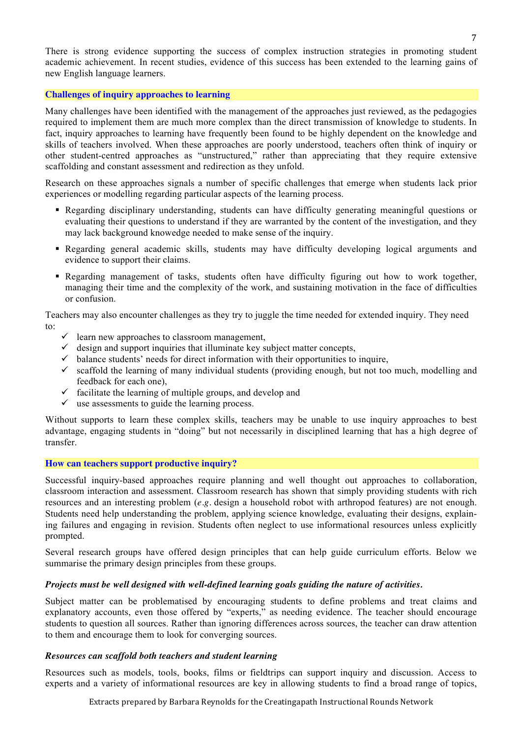There is strong evidence supporting the success of complex instruction strategies in promoting student academic achievement. In recent studies, evidence of this success has been extended to the learning gains of new English language learners.

## Challenges of inquiry approaches to learning

Many challenges have been identified with the management of the approaches just reviewed, as the pedagogies required to implement them are much more complex than the direct transmission of knowledge to students. In fact, inquiry approaches to learning have frequently been found to be highly dependent on the knowledge and skills of teachers involved. When these approaches are poorly understood, teachers often think of inquiry or other student-centred approaches as "unstructured," rather than appreciating that they require extensive scaffolding and constant assessment and redirection as they unfold.

Research on these approaches signals a number of specific challenges that emerge when students lack prior experiences or modelling regarding particular aspects of the learning process.

- Regarding disciplinary understanding, students can have difficulty generating meaningful questions or evaluating their questions to understand if they are warranted by the content of the investigation, and they may lack background knowedge needed to make sense of the inquiry.
- Regarding general academic skills, students may have difficulty developing logical arguments and evidence to support their claims.
- Regarding management of tasks, students often have difficulty figuring out how to work together, managing their time and the complexity of the work, and sustaining motivation in the face of difficulties or confusion.

Teachers may also encounter challenges as they try to juggle the time needed for extended inquiry. They need to:

- ✓ learn new approaches to classroom management,
- ✓ design and support inquiries that illuminate key subject matter concepts,
- ✓ balance students' needs for direct information with their opportunities to inquire,
- ✓ scaffold the learning of many individual students (providing enough, but not too much, modelling and feedback for each one),
- ✓ facilitate the learning of multiple groups, and develop and
- ✓ use assessments to guide the learning process.

Without supports to learn these complex skills, teachers may be unable to use inquiry approaches to best advantage, engaging students in "doing" but not necessarily in disciplined learning that has a high degree of transfer.

## How can teachers support productive inquiry?

Successful inquiry-based approaches require planning and well thought out approaches to collaboration, classroom interaction and assessment. Classroom research has shown that simply providing students with rich resources and an interesting problem (*e.g*. design a household robot with arthropod features) are not enough. Students need help understanding the problem, applying science knowledge, evaluating their designs, explaining failures and engaging in revision. Students often neglect to use informational resources unless explicitly prompted.

Several research groups have offered design principles that can help guide curriculum efforts. Below we summarise the primary design principles from these groups.

### *Projects must be well designed with well-defined learning goals guiding the nature of activities.*

Subject matter can be problematised by encouraging students to define problems and treat claims and explanatory accounts, even those offered by "experts," as needing evidence. The teacher should encourage students to question all sources. Rather than ignoring differences across sources, the teacher can draw attention to them and encourage them to look for converging sources.

### *Resources can scaffold both teachers and student learning*

Resources such as models, tools, books, films or fieldtrips can support inquiry and discussion. Access to experts and a variety of informational resources are key in allowing students to find a broad range of topics,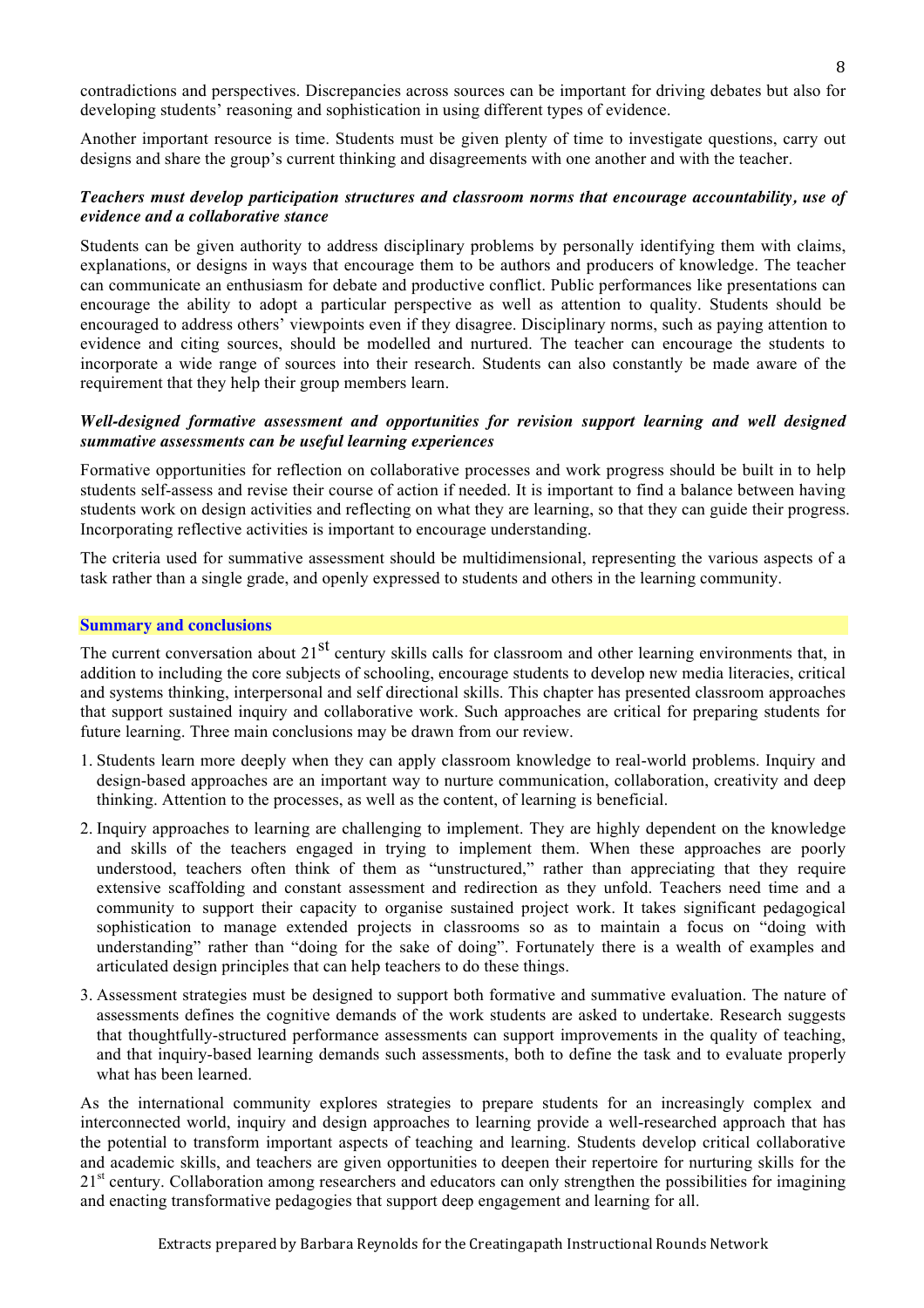contradictions and perspectives. Discrepancies across sources can be important for driving debates but also for developing students' reasoning and sophistication in using different types of evidence.

Another important resource is time. Students must be given plenty of time to investigate questions, carry out designs and share the group's current thinking and disagreements with one another and with the teacher.

***Teachers must develop participation structures and classroom norms that encourage accountability, use of evidence and a collaborative stance***

Students can be given authority to address disciplinary problems by personally identifying them with claims, explanations, or designs in ways that encourage them to be authors and producers of knowledge. The teacher can communicate an enthusiasm for debate and productive conflict. Public performances like presentations can encourage the ability to adopt a particular perspective as well as attention to quality. Students should be encouraged to address others' viewpoints even if they disagree. Disciplinary norms, such as paying attention to evidence and citing sources, should be modelled and nurtured. The teacher can encourage the students to incorporate a wide range of sources into their research. Students can also constantly be made aware of the requirement that they help their group members learn.

***Well-designed formative assessment and opportunities for revision support learning and well designed summative assessments can be useful learning experiences***

Formative opportunities for reflection on collaborative processes and work progress should be built in to help students self-assess and revise their course of action if needed. It is important to find a balance between having students work on design activities and reflecting on what they are learning, so that they can guide their progress. Incorporating reflective activities is important to encourage understanding.

The criteria used for summative assessment should be multidimensional, representing the various aspects of a task rather than a single grade, and openly expressed to students and others in the learning community.

## Summary and conclusions

The current conversation about 21st century skills calls for classroom and other learning environments that, in addition to including the core subjects of schooling, encourage students to develop new media literacies, critical and systems thinking, interpersonal and self directional skills. This chapter has presented classroom approaches that support sustained inquiry and collaborative work. Such approaches are critical for preparing students for future learning. Three main conclusions may be drawn from our review.

1. Students learn more deeply when they can apply classroom knowledge to real-world problems. Inquiry and design-based approaches are an important way to nurture communication, collaboration, creativity and deep thinking. Attention to the processes, as well as the content, of learning is beneficial.
2. Inquiry approaches to learning are challenging to implement. They are highly dependent on the knowledge and skills of the teachers engaged in trying to implement them. When these approaches are poorly understood, teachers often think of them as "unstructured," rather than appreciating that they require extensive scaffolding and constant assessment and redirection as they unfold. Teachers need time and a community to support their capacity to organise sustained project work. It takes significant pedagogical sophistication to manage extended projects in classrooms so as to maintain a focus on "doing with understanding" rather than "doing for the sake of doing". Fortunately there is a wealth of examples and articulated design principles that can help teachers to do these things.
3. Assessment strategies must be designed to support both formative and summative evaluation. The nature of assessments defines the cognitive demands of the work students are asked to undertake. Research suggests that thoughtfully-structured performance assessments can support improvements in the quality of teaching, and that inquiry-based learning demands such assessments, both to define the task and to evaluate properly what has been learned.

As the international community explores strategies to prepare students for an increasingly complex and interconnected world, inquiry and design approaches to learning provide a well-researched approach that has the potential to transform important aspects of teaching and learning. Students develop critical collaborative and academic skills, and teachers are given opportunities to deepen their repertoire for nurturing skills for the 21st century. Collaboration among researchers and educators can only strengthen the possibilities for imagining and enacting transformative pedagogies that support deep engagement and learning for all.